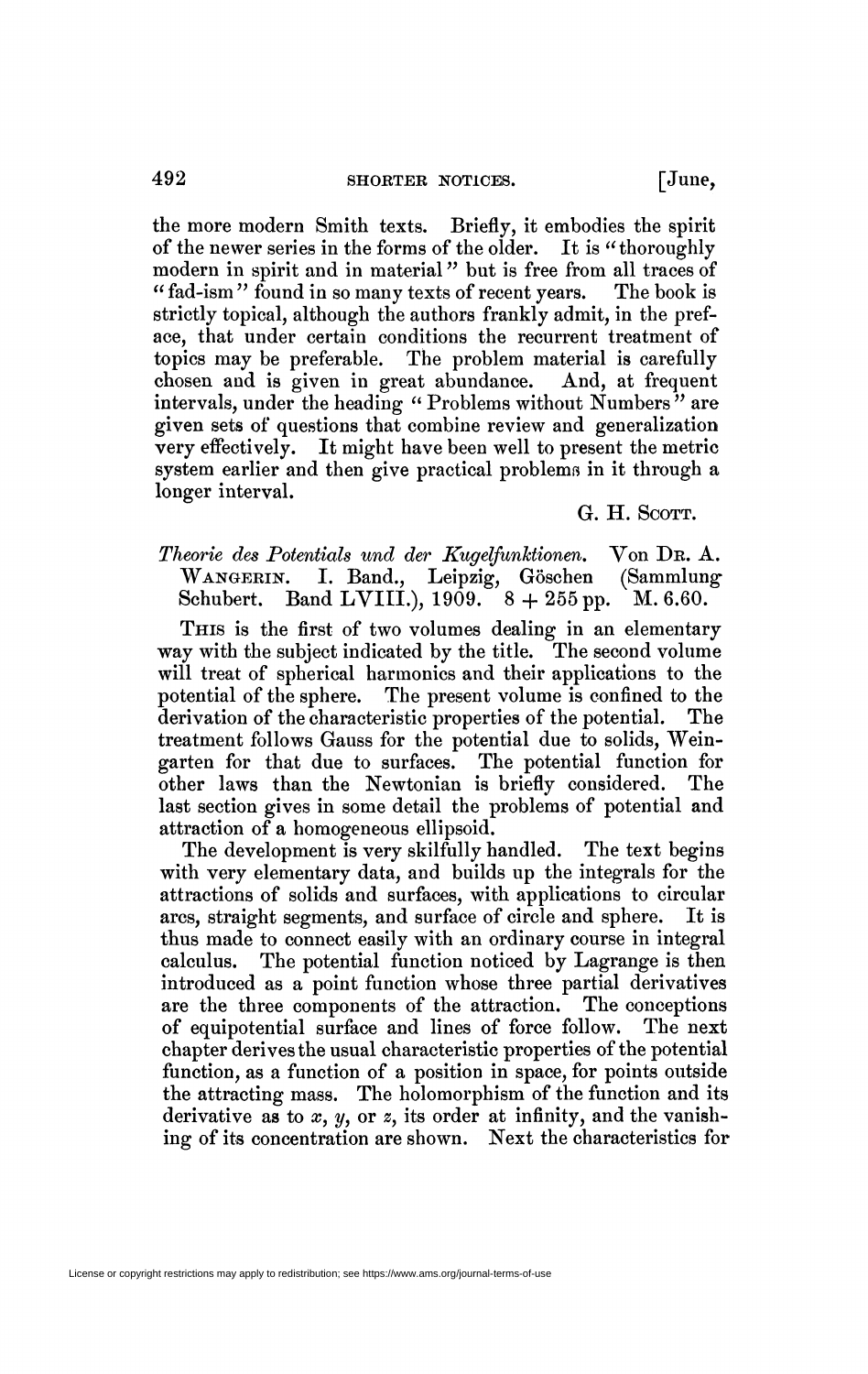the more modern Smith texts. Briefly, it embodies the spirit of the newer series in the forms of the older. It is "thoroughly modern in spirit and in material" but is free from all traces of "fad-ism" found in so many texts of recent years. The book is strictly topical, although the authors frankly admit, in the preface, that under certain conditions the recurrent treatment of topics may be preferable. The problem material is carefully chosen and is given in great abundance. And, at frequent intervals, under the heading "Problems without Numbers" are given sets of questions that combine review and generalization very effectively. It might have been well to present the metric system earlier and then give practical problems in it through a longer interval.

G. H. SCOTT.

*Theorie des Potentials und der Kugelfunktionen.* Von DR. A. WANGERIN. I. Band., Leipzig, Göschen (Sammlung Schubert. Band LVIII.), 1909. 8 + 255 pp. M. 6.60.

THIS is the first of two volumes dealing in an elementary way with the subject indicated by the title. The second volume will treat of spherical harmonics and their applications to the potential of the sphere. The present volume is confined to the derivation of the characteristic properties of the potential. The treatment follows Gauss for the potential due to solids, Weingarten for that due to surfaces. The potential function for other laws than the Newtonian is briefly considered. The last section gives in some detail the problems of potential and attraction of a homogeneous ellipsoid.

The development is very skilfully handled. The text begins with very elementary data, and builds up the integrals for the attractions of solids and surfaces, with applications to circular arcs, straight segments, and surface of circle and sphere. It is thus made to connect easily with an ordinary course in integral calculus. The potential function noticed by Lagrange is then introduced as a point function whose three partial derivatives are the three components of the attraction. The conceptions of equipotential surface and lines of force follow. The next chapter derives the usual characteristic properties of the potential function, as a function of a position in space, for points outside the attracting mass. The holomorphism of the function and its derivative as to $x$, $y$, or $z$, its order at infinity, and the vanishing of its concentration are shown. Next the characteristics for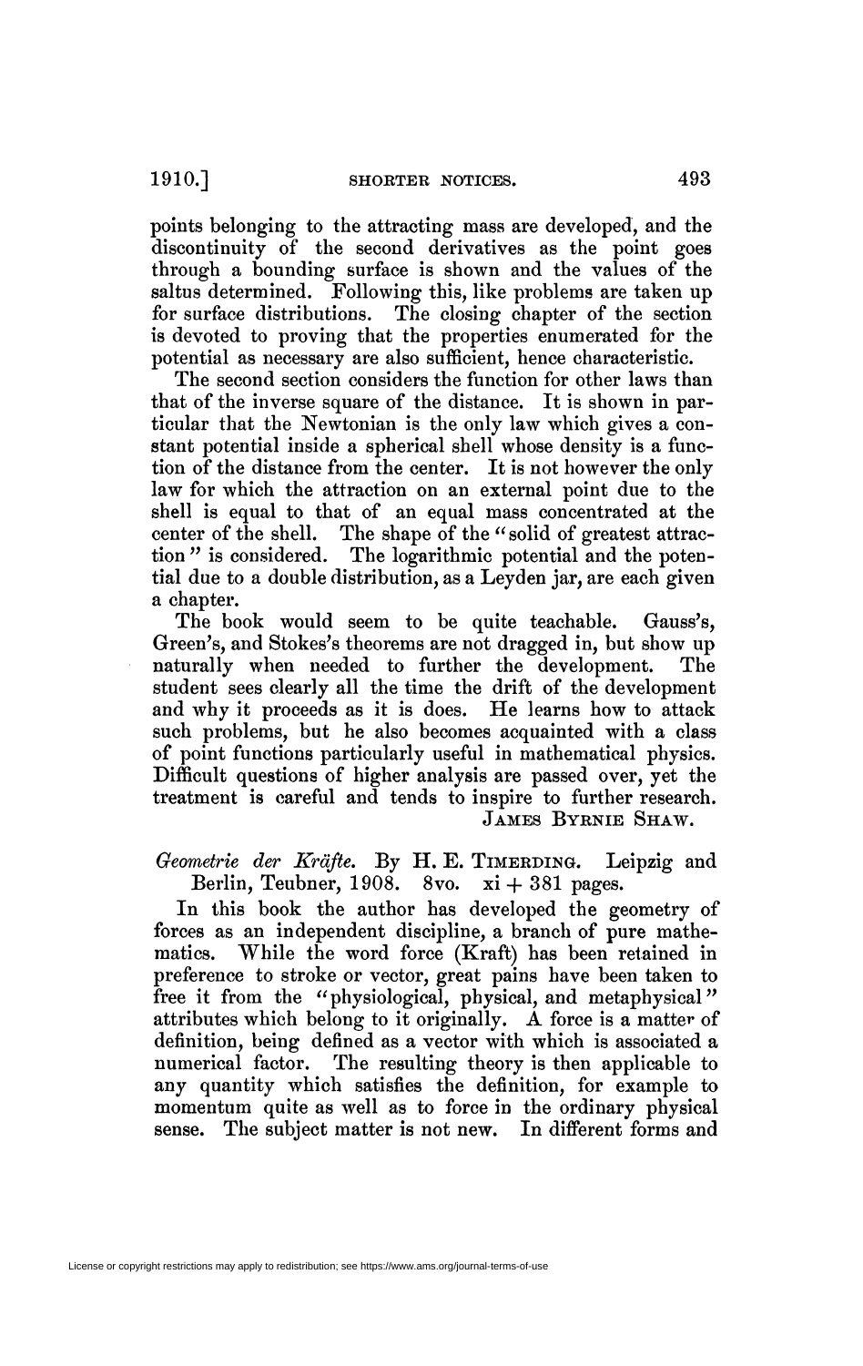points belonging to the attracting mass are developed, and the discontinuity of the second derivatives as the point goes through a bounding surface is shown and the values of the saltus determined. Following this, like problems are taken up for surface distributions. The closing chapter of the section is devoted to proving that the properties enumerated for the potential as necessary are also sufficient, hence characteristic.

The second section considers the function for other laws than that of the inverse square of the distance. It is shown in particular that the Newtonian is the only law which gives a constant potential inside a spherical shell whose density is a function of the distance from the center. It is not however the only law for which the attraction on an external point due to the shell is equal to that of an equal mass concentrated at the center of the shell. The shape of the "solid of greatest attraction" is considered. The logarithmic potential and the potential due to a double distribution, as a Leyden jar, are each given a chapter.

The book would seem to be quite teachable. Gauss's, Green's, and Stokes's theorems are not dragged in, but show up naturally when needed to further the development. The student sees clearly all the time the drift of the development and why it proceeds as it is does. He learns how to attack such problems, but he also becomes acquainted with a class of point functions particularly useful in mathematical physics. Difficult questions of higher analysis are passed over, yet the treatment is careful and tends to inspire to further research.

JAMES BYRNIE SHAW.

*Geometrie der Kräfte.* By H. E. TIMERDING. Leipzig and Berlin, Teubner, 1908. 8vo. xi + 381 pages.

In this book the author has developed the geometry of forces as an independent discipline, a branch of pure mathematics. While the word force (Kraft) has been retained in preference to stroke or vector, great pains have been taken to free it from the "physiological, physical, and metaphysical" attributes which belong to it originally. A force is a matter of definition, being defined as a vector with which is associated a numerical factor. The resulting theory is then applicable to any quantity which satisfies the definition, for example to momentum quite as well as to force in the ordinary physical sense. The subject matter is not new. In different forms and